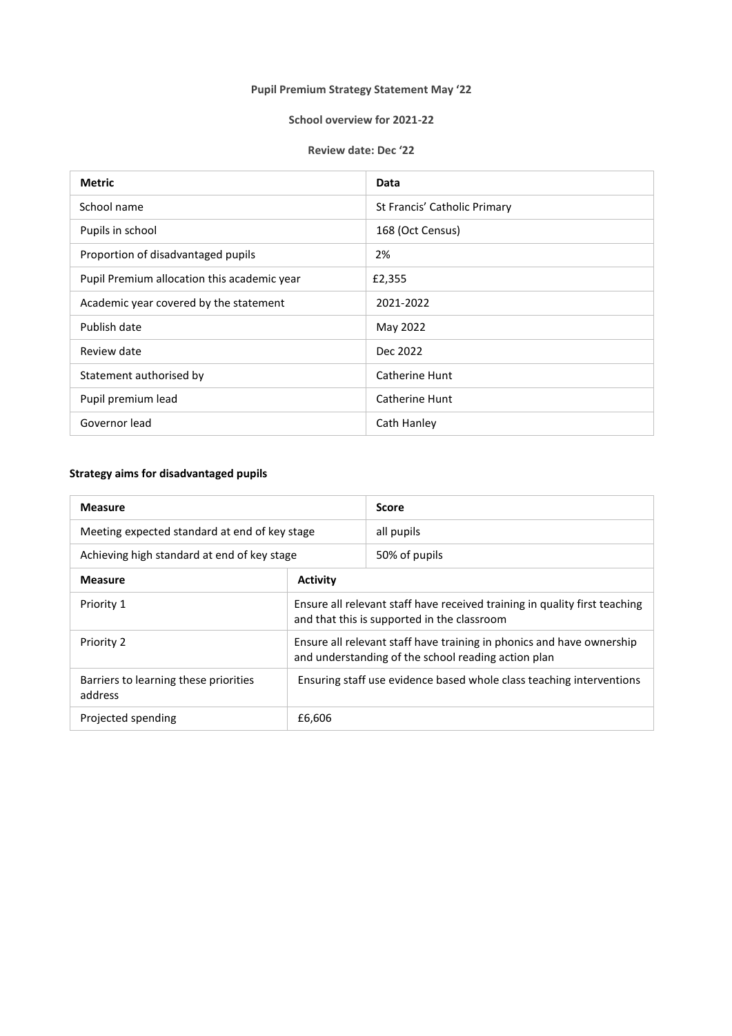**Pupil Premium Strategy Statement May '22**

**School overview for 2021-22**

**Review date: Dec '22**

| **Metric** | **Data** |
|---|---|
| School name | St Francis' Catholic Primary |
| Pupils in school | 168 (Oct Census) |
| Proportion of disadvantaged pupils | 2% |
| Pupil Premium allocation this academic year | £2,355 |
| Academic year covered by the statement | 2021-2022 |
| Publish date | May 2022 |
| Review date | Dec 2022 |
| Statement authorised by | Catherine Hunt |
| Pupil premium lead | Catherine Hunt |
| Governor lead | Cath Hanley |

**Strategy aims for disadvantaged pupils**

| **Measure** | **Score** |
|---|---|
| Meeting expected standard at end of key stage | all pupils |
| Achieving high standard at end of key stage | 50% of pupils |

| **Measure** | **Activity** |
|---|---|
| Priority 1 | Ensure all relevant staff have received training in quality first teaching and that this is supported in the classroom |
| Priority 2 | Ensure all relevant staff have training in phonics and have ownership and understanding of the school reading action plan |
| Barriers to learning these priorities address | Ensuring staff use evidence based whole class teaching interventions |
| Projected spending | £6,606 |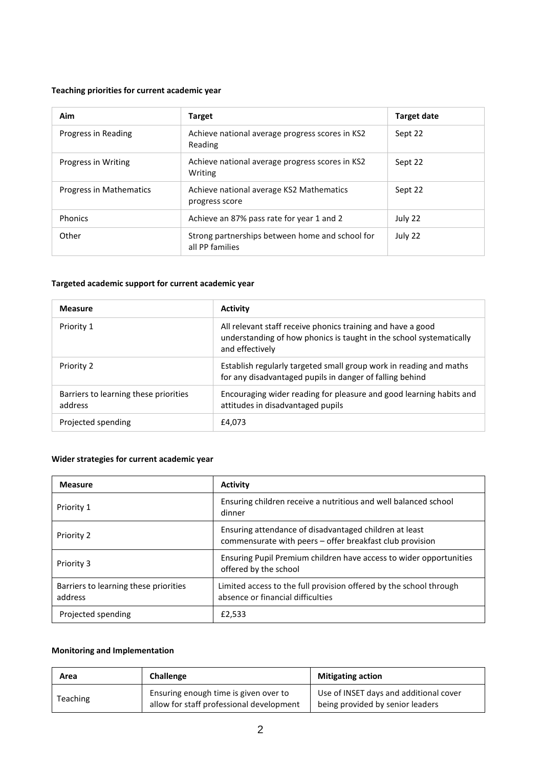**Teaching priorities for current academic year**

| Aim | Target | Target date |
|---|---|---|
| Progress in Reading | Achieve national average progress scores in KS2 Reading | Sept 22 |
| Progress in Writing | Achieve national average progress scores in KS2 Writing | Sept 22 |
| Progress in Mathematics | Achieve national average KS2 Mathematics progress score | Sept 22 |
| Phonics | Achieve an 87% pass rate for year 1 and 2 | July 22 |
| Other | Strong partnerships between home and school for all PP families | July 22 |

**Targeted academic support for current academic year**

| Measure | Activity |
|---|---|
| Priority 1 | All relevant staff receive phonics training and have a good understanding of how phonics is taught in the school systematically and effectively |
| Priority 2 | Establish regularly targeted small group work in reading and maths for any disadvantaged pupils in danger of falling behind |
| Barriers to learning these priorities address | Encouraging wider reading for pleasure and good learning habits and attitudes in disadvantaged pupils |
| Projected spending | £4,073 |

**Wider strategies for current academic year**

| Measure | Activity |
|---|---|
| Priority 1 | Ensuring children receive a nutritious and well balanced school dinner |
| Priority 2 | Ensuring attendance of disadvantaged children at least commensurate with peers – offer breakfast club provision |
| Priority 3 | Ensuring Pupil Premium children have access to wider opportunities offered by the school |
| Barriers to learning these priorities address | Limited access to the full provision offered by the school through absence or financial difficulties |
| Projected spending | £2,533 |

**Monitoring and Implementation**

| Area | Challenge | Mitigating action |
|---|---|---|
| Teaching | Ensuring enough time is given over to allow for staff professional development | Use of INSET days and additional cover being provided by senior leaders |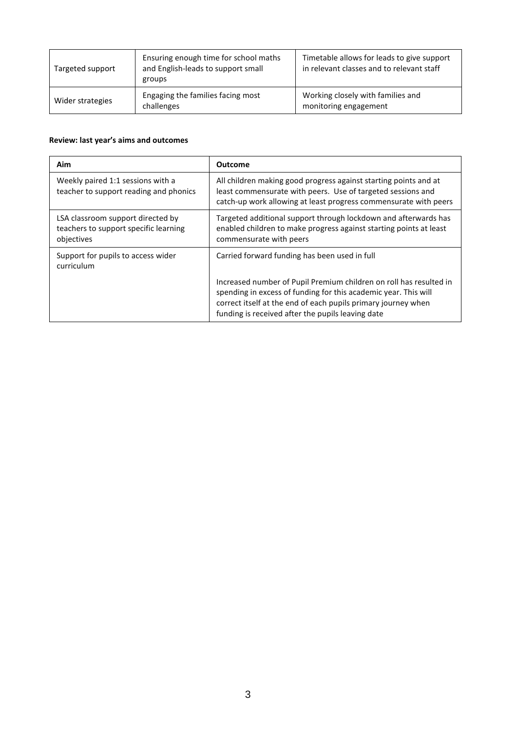| | | |
|---|---|---|
| Targeted support | Ensuring enough time for school maths and English-leads to support small groups | Timetable allows for leads to give support in relevant classes and to relevant staff |
| Wider strategies | Engaging the families facing most challenges | Working closely with families and monitoring engagement |

**Review: last year's aims and outcomes**

| Aim | Outcome |
|---|---|
| Weekly paired 1:1 sessions with a teacher to support reading and phonics | All children making good progress against starting points and at least commensurate with peers. Use of targeted sessions and catch-up work allowing at least progress commensurate with peers |
| LSA classroom support directed by teachers to support specific learning objectives | Targeted additional support through lockdown and afterwards has enabled children to make progress against starting points at least commensurate with peers |
| Support for pupils to access wider curriculum | Carried forward funding has been used in full<br><br>Increased number of Pupil Premium children on roll has resulted in spending in excess of funding for this academic year. This will correct itself at the end of each pupils primary journey when funding is received after the pupils leaving date |